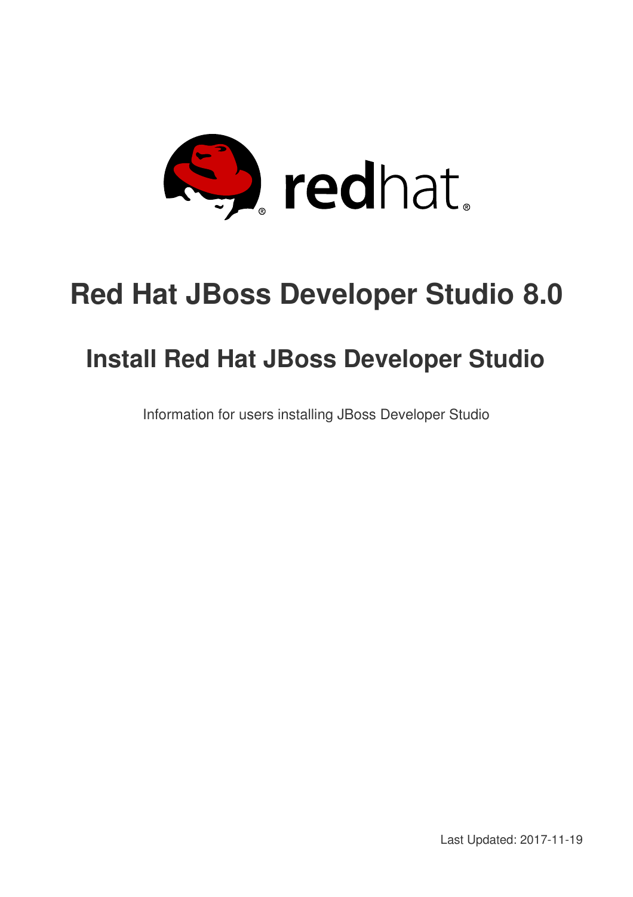# Red Hat JBoss Developer Studio 8.0

## Install Red Hat JBoss Developer Studio

Information for users installing JBoss Developer Studio

Last Updated: 2017-11-19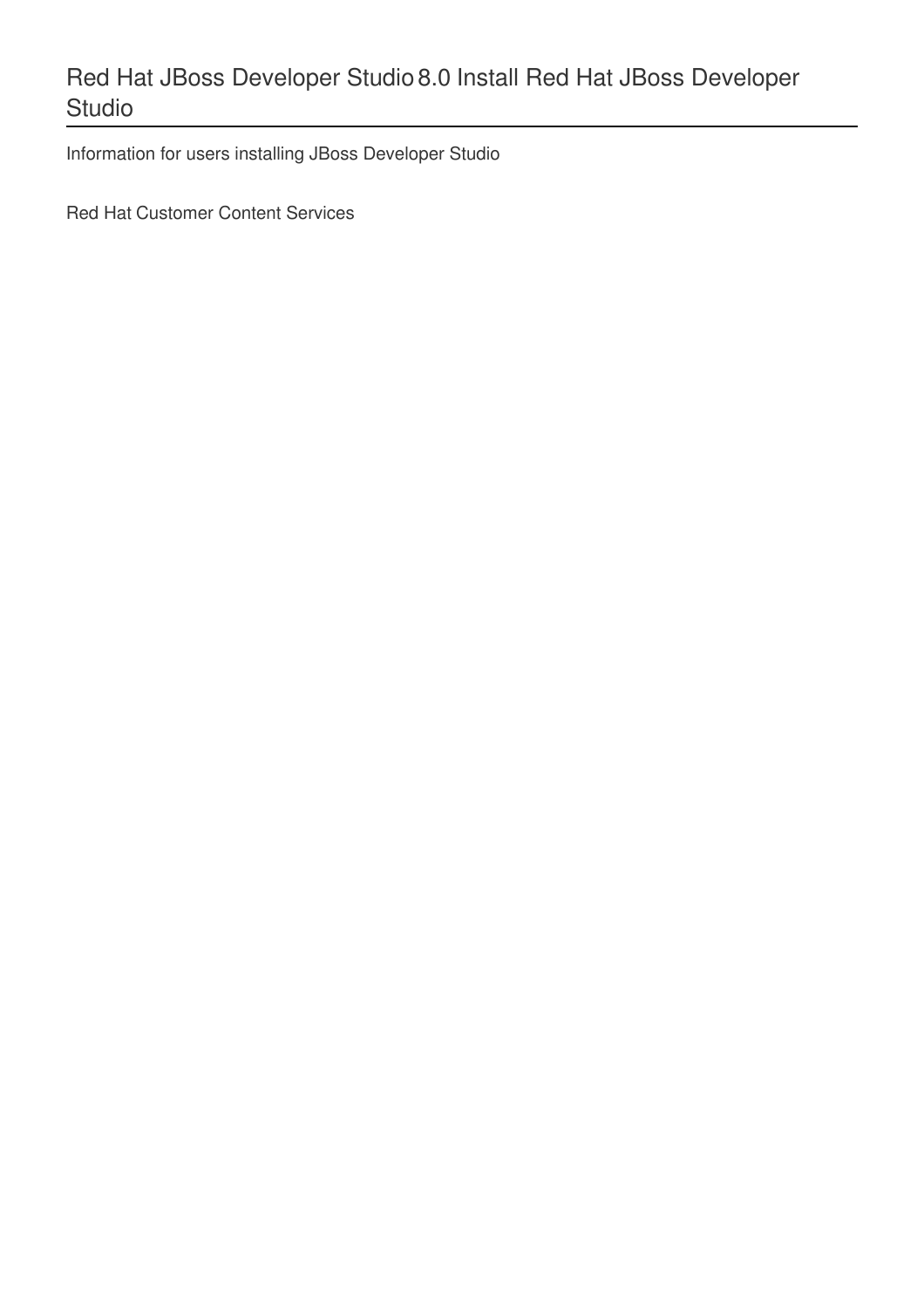# Red Hat JBoss Developer Studio 8.0 Install Red Hat JBoss Developer Studio

Information for users installing JBoss Developer Studio

Red Hat Customer Content Services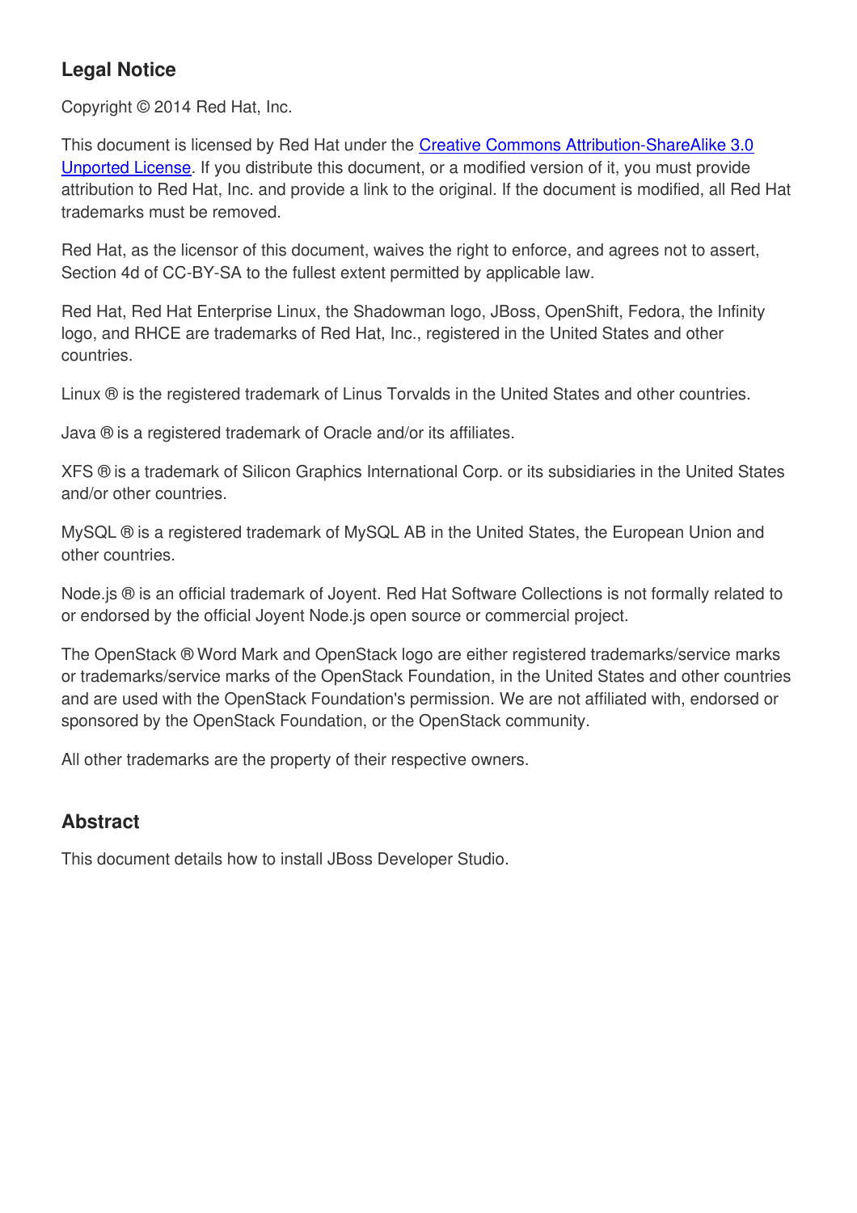## Legal Notice

Copyright © 2014 Red Hat, Inc.

This document is licensed by Red Hat under the Creative Commons Attribution-ShareAlike 3.0 Unported License. If you distribute this document, or a modified version of it, you must provide attribution to Red Hat, Inc. and provide a link to the original. If the document is modified, all Red Hat trademarks must be removed.

Red Hat, as the licensor of this document, waives the right to enforce, and agrees not to assert, Section 4d of CC-BY-SA to the fullest extent permitted by applicable law.

Red Hat, Red Hat Enterprise Linux, the Shadowman logo, JBoss, OpenShift, Fedora, the Infinity logo, and RHCE are trademarks of Red Hat, Inc., registered in the United States and other countries.

Linux ® is the registered trademark of Linus Torvalds in the United States and other countries.

Java ® is a registered trademark of Oracle and/or its affiliates.

XFS ® is a trademark of Silicon Graphics International Corp. or its subsidiaries in the United States and/or other countries.

MySQL ® is a registered trademark of MySQL AB in the United States, the European Union and other countries.

Node.js ® is an official trademark of Joyent. Red Hat Software Collections is not formally related to or endorsed by the official Joyent Node.js open source or commercial project.

The OpenStack ® Word Mark and OpenStack logo are either registered trademarks/service marks or trademarks/service marks of the OpenStack Foundation, in the United States and other countries and are used with the OpenStack Foundation's permission. We are not affiliated with, endorsed or sponsored by the OpenStack Foundation, or the OpenStack community.

All other trademarks are the property of their respective owners.

## Abstract

This document details how to install JBoss Developer Studio.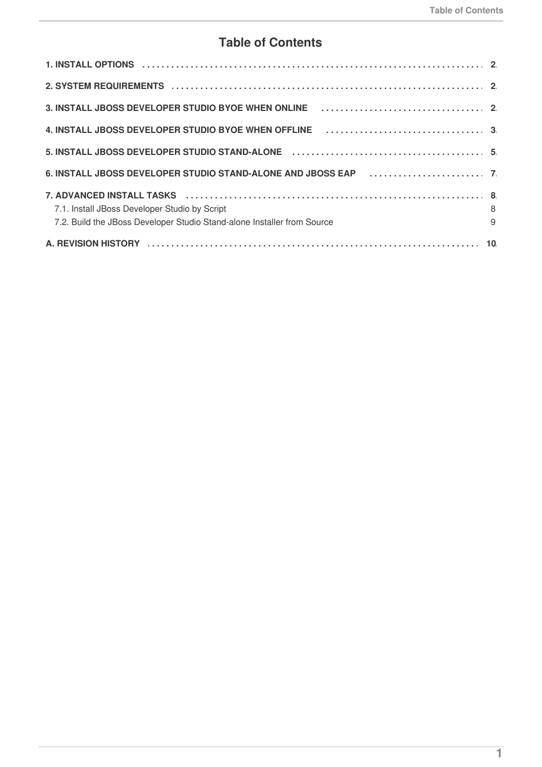# Table of Contents

**1. INSTALL OPTIONS** ........ **2**

**2. SYSTEM REQUIREMENTS** ........ **2**

**3. INSTALL JBOSS DEVELOPER STUDIO BYOE WHEN ONLINE** ........ **2**

**4. INSTALL JBOSS DEVELOPER STUDIO BYOE WHEN OFFLINE** ........ **3**

**5. INSTALL JBOSS DEVELOPER STUDIO STAND-ALONE** ........ **5**

**6. INSTALL JBOSS DEVELOPER STUDIO STAND-ALONE AND JBOSS EAP** ........ **7**

**7. ADVANCED INSTALL TASKS** ........ **8**
- 7.1. Install JBoss Developer Studio by Script ........ 8
- 7.2. Build the JBoss Developer Studio Stand-alone Installer from Source ........ 9

**A. REVISION HISTORY** ........ **10**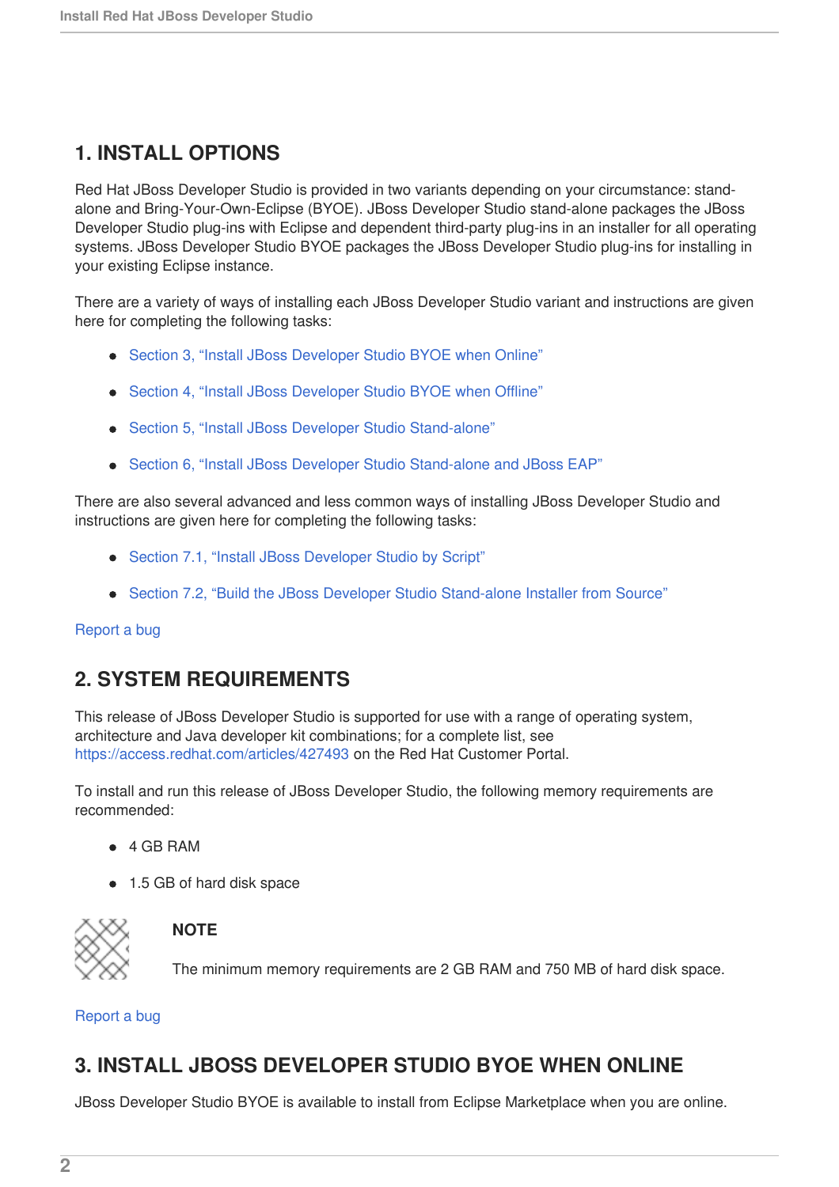## 1. INSTALL OPTIONS

Red Hat JBoss Developer Studio is provided in two variants depending on your circumstance: stand-alone and Bring-Your-Own-Eclipse (BYOE). JBoss Developer Studio stand-alone packages the JBoss Developer Studio plug-ins with Eclipse and dependent third-party plug-ins in an installer for all operating systems. JBoss Developer Studio BYOE packages the JBoss Developer Studio plug-ins for installing in your existing Eclipse instance.

There are a variety of ways of installing each JBoss Developer Studio variant and instructions are given here for completing the following tasks:

- Section 3, “Install JBoss Developer Studio BYOE when Online”
- Section 4, “Install JBoss Developer Studio BYOE when Offline”
- Section 5, “Install JBoss Developer Studio Stand-alone”
- Section 6, “Install JBoss Developer Studio Stand-alone and JBoss EAP”

There are also several advanced and less common ways of installing JBoss Developer Studio and instructions are given here for completing the following tasks:

- Section 7.1, “Install JBoss Developer Studio by Script”
- Section 7.2, “Build the JBoss Developer Studio Stand-alone Installer from Source”

Report a bug

## 2. SYSTEM REQUIREMENTS

This release of JBoss Developer Studio is supported for use with a range of operating system, architecture and Java developer kit combinations; for a complete list, see https://access.redhat.com/articles/427493 on the Red Hat Customer Portal.

To install and run this release of JBoss Developer Studio, the following memory requirements are recommended:

- 4 GB RAM
- 1.5 GB of hard disk space

**NOTE**

The minimum memory requirements are 2 GB RAM and 750 MB of hard disk space.

Report a bug

## 3. INSTALL JBOSS DEVELOPER STUDIO BYOE WHEN ONLINE

JBoss Developer Studio BYOE is available to install from Eclipse Marketplace when you are online.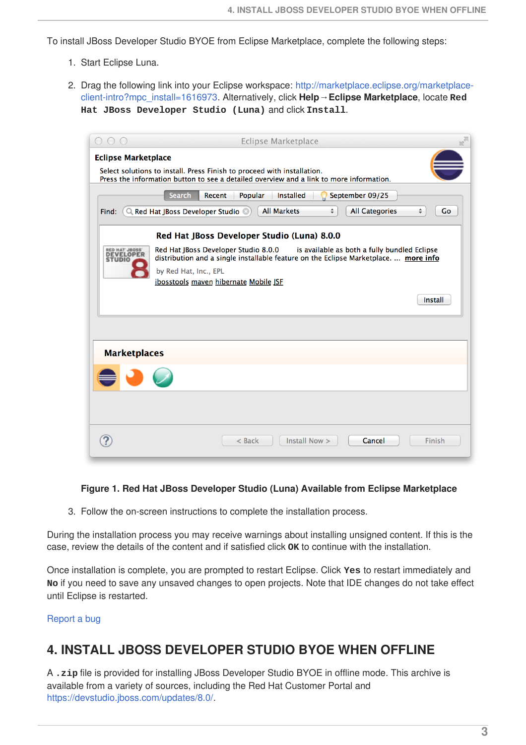To install JBoss Developer Studio BYOE from Eclipse Marketplace, complete the following steps:

1. Start Eclipse Luna.

2. Drag the following link into your Eclipse workspace: http://marketplace.eclipse.org/marketplace-client-intro?mpc_install=1616973. Alternatively, click **Help** → **Eclipse Marketplace**, locate **`Red Hat JBoss Developer Studio (Luna)`** and click **`Install`**.

**Figure 1. Red Hat JBoss Developer Studio (Luna) Available from Eclipse Marketplace**

3. Follow the on-screen instructions to complete the installation process.

During the installation process you may receive warnings about installing unsigned content. If this is the case, review the details of the content and if satisfied click **`OK`** to continue with the installation.

Once installation is complete, you are prompted to restart Eclipse. Click **`Yes`** to restart immediately and **`No`** if you need to save any unsaved changes to open projects. Note that IDE changes do not take effect until Eclipse is restarted.

Report a bug

## 4. INSTALL JBOSS DEVELOPER STUDIO BYOE WHEN OFFLINE

A **`.zip`** file is provided for installing JBoss Developer Studio BYOE in offline mode. This archive is available from a variety of sources, including the Red Hat Customer Portal and https://devstudio.jboss.com/updates/8.0/.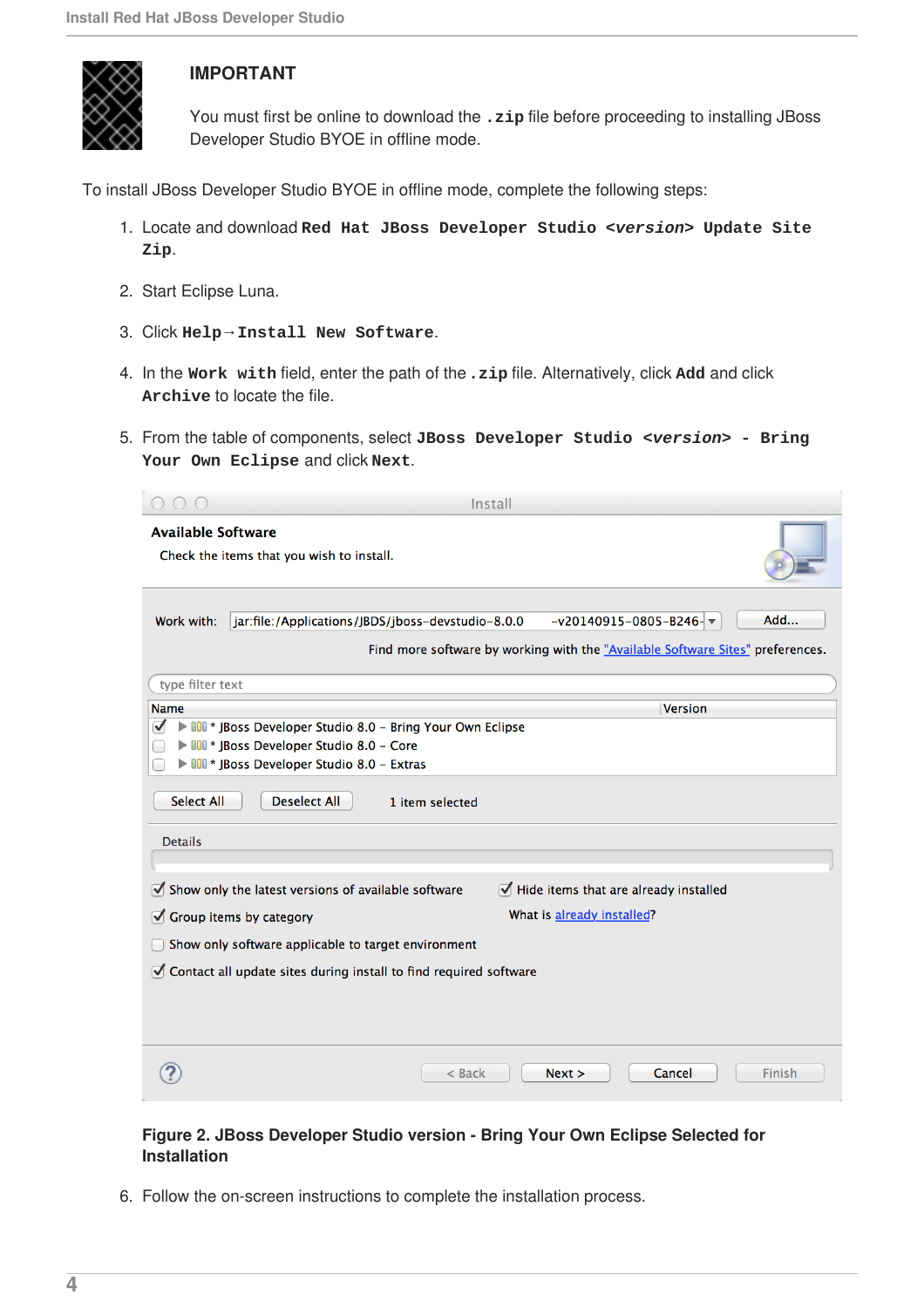**IMPORTANT**

You must first be online to download the `.zip` file before proceeding to installing JBoss Developer Studio BYOE in offline mode.

To install JBoss Developer Studio BYOE in offline mode, complete the following steps:

1. Locate and download **Red Hat JBoss Developer Studio *<version>* Update Site Zip**.
2. Start Eclipse Luna.
3. Click **Help→Install New Software**.
4. In the **Work with** field, enter the path of the `.zip` file. Alternatively, click **Add** and click **Archive** to locate the file.
5. From the table of components, select **JBoss Developer Studio *<version>* - Bring Your Own Eclipse** and click **Next**.

**Figure 2. JBoss Developer Studio version - Bring Your Own Eclipse Selected for Installation**

6. Follow the on-screen instructions to complete the installation process.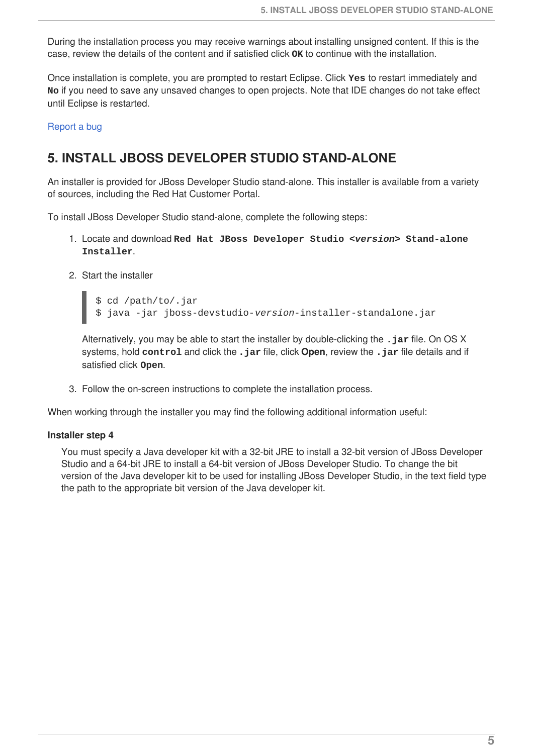During the installation process you may receive warnings about installing unsigned content. If this is the case, review the details of the content and if satisfied click **OK** to continue with the installation.

Once installation is complete, you are prompted to restart Eclipse. Click **Yes** to restart immediately and **No** if you need to save any unsaved changes to open projects. Note that IDE changes do not take effect until Eclipse is restarted.

Report a bug

## 5. INSTALL JBOSS DEVELOPER STUDIO STAND-ALONE

An installer is provided for JBoss Developer Studio stand-alone. This installer is available from a variety of sources, including the Red Hat Customer Portal.

To install JBoss Developer Studio stand-alone, complete the following steps:

1. Locate and download **Red Hat JBoss Developer Studio <*version*> Stand-alone Installer**.

2. Start the installer

   ```
   $ cd /path/to/.jar
   $ java -jar jboss-devstudio-version-installer-standalone.jar
   ```

   Alternatively, you may be able to start the installer by double-clicking the **.jar** file. On OS X systems, hold **control** and click the **.jar** file, click **Open**, review the **.jar** file details and if satisfied click **Open**.

3. Follow the on-screen instructions to complete the installation process.

When working through the installer you may find the following additional information useful:

**Installer step 4**

You must specify a Java developer kit with a 32-bit JRE to install a 32-bit version of JBoss Developer Studio and a 64-bit JRE to install a 64-bit version of JBoss Developer Studio. To change the bit version of the Java developer kit to be used for installing JBoss Developer Studio, in the text field type the path to the appropriate bit version of the Java developer kit.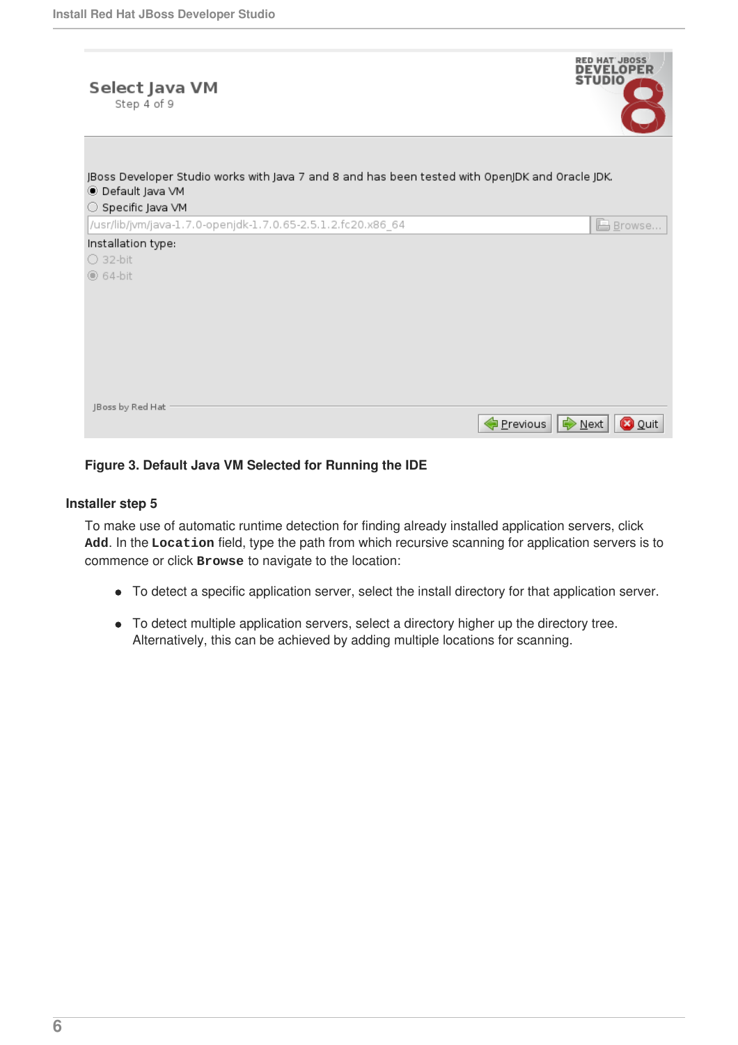Figure 3. Default Java VM Selected for Running the IDE

**Installer step 5**

To make use of automatic runtime detection for finding already installed application servers, click **`Add`**. In the **`Location`** field, type the path from which recursive scanning for application servers is to commence or click **`Browse`** to navigate to the location:

- To detect a specific application server, select the install directory for that application server.
- To detect multiple application servers, select a directory higher up the directory tree. Alternatively, this can be achieved by adding multiple locations for scanning.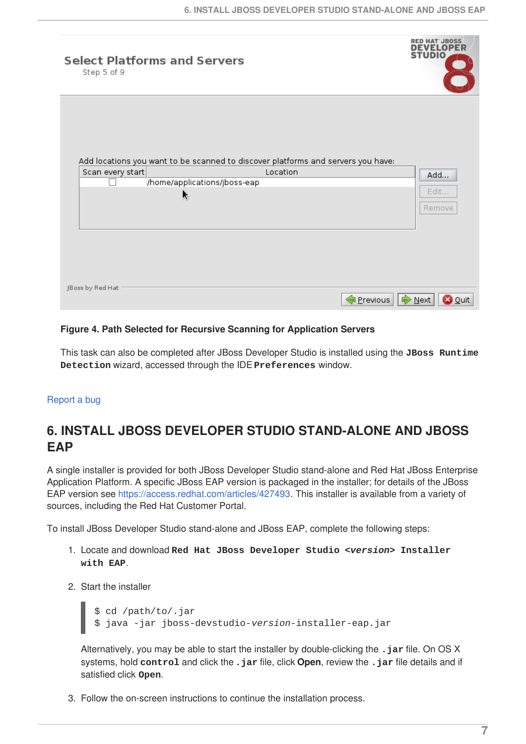**Figure 4. Path Selected for Recursive Scanning for Application Servers**

This task can also be completed after JBoss Developer Studio is installed using the **`JBoss Runtime Detection`** wizard, accessed through the IDE **`Preferences`** window.

Report a bug

# 6. INSTALL JBOSS DEVELOPER STUDIO STAND-ALONE AND JBOSS EAP

A single installer is provided for both JBoss Developer Studio stand-alone and Red Hat JBoss Enterprise Application Platform. A specific JBoss EAP version is packaged in the installer; for details of the JBoss EAP version see https://access.redhat.com/articles/427493. This installer is available from a variety of sources, including the Red Hat Customer Portal.

To install JBoss Developer Studio stand-alone and JBoss EAP, complete the following steps:

1. Locate and download **`Red Hat JBoss Developer Studio <version> Installer with EAP`**.

2. Start the installer

   ```
   $ cd /path/to/.jar
   $ java -jar jboss-devstudio-version-installer-eap.jar
   ```

   Alternatively, you may be able to start the installer by double-clicking the **`.jar`** file. On OS X systems, hold **`control`** and click the **`.jar`** file, click **Open**, review the **`.jar`** file details and if satisfied click **`Open`**.

3. Follow the on-screen instructions to continue the installation process.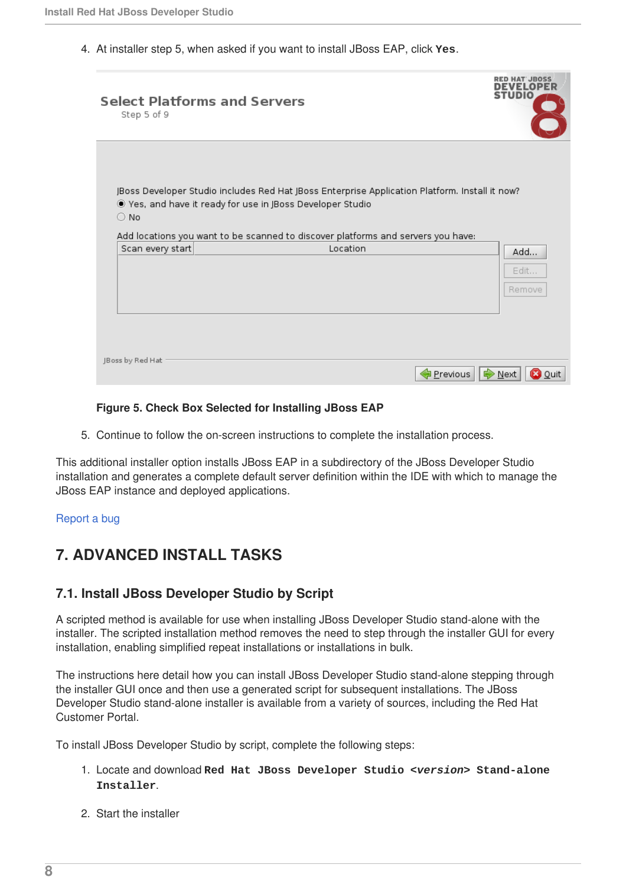4. At installer step 5, when asked if you want to install JBoss EAP, click **Yes**.

**Figure 5. Check Box Selected for Installing JBoss EAP**

5. Continue to follow the on-screen instructions to complete the installation process.

This additional installer option installs JBoss EAP in a subdirectory of the JBoss Developer Studio installation and generates a complete default server definition within the IDE with which to manage the JBoss EAP instance and deployed applications.

Report a bug

# 7. ADVANCED INSTALL TASKS

## 7.1. Install JBoss Developer Studio by Script

A scripted method is available for use when installing JBoss Developer Studio stand-alone with the installer. The scripted installation method removes the need to step through the installer GUI for every installation, enabling simplified repeat installations or installations in bulk.

The instructions here detail how you can install JBoss Developer Studio stand-alone stepping through the installer GUI once and then use a generated script for subsequent installations. The JBoss Developer Studio stand-alone installer is available from a variety of sources, including the Red Hat Customer Portal.

To install JBoss Developer Studio by script, complete the following steps:

1. Locate and download **Red Hat JBoss Developer Studio *<version>* Stand-alone Installer**.

2. Start the installer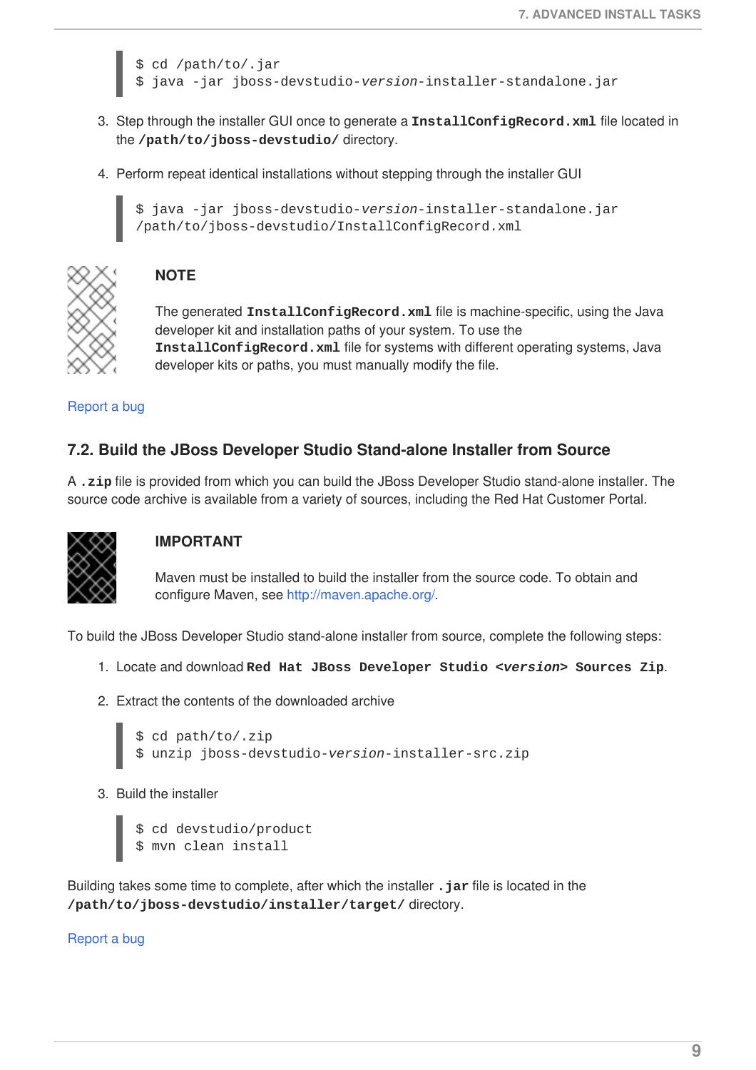```
$ cd /path/to/.jar
$ java -jar jboss-devstudio-version-installer-standalone.jar
```

3. Step through the installer GUI once to generate a **InstallConfigRecord.xml** file located in the **/path/to/jboss-devstudio/** directory.

4. Perform repeat identical installations without stepping through the installer GUI

```
$ java -jar jboss-devstudio-version-installer-standalone.jar
/path/to/jboss-devstudio/InstallConfigRecord.xml
```

> **NOTE**
>
> The generated **InstallConfigRecord.xml** file is machine-specific, using the Java developer kit and installation paths of your system. To use the **InstallConfigRecord.xml** file for systems with different operating systems, Java developer kits or paths, you must manually modify the file.

Report a bug

## 7.2. Build the JBoss Developer Studio Stand-alone Installer from Source

A **.zip** file is provided from which you can build the JBoss Developer Studio stand-alone installer. The source code archive is available from a variety of sources, including the Red Hat Customer Portal.

> **IMPORTANT**
>
> Maven must be installed to build the installer from the source code. To obtain and configure Maven, see http://maven.apache.org/.

To build the JBoss Developer Studio stand-alone installer from source, complete the following steps:

1. Locate and download **Red Hat JBoss Developer Studio <*version*> Sources Zip**.

2. Extract the contents of the downloaded archive

```
$ cd path/to/.zip
$ unzip jboss-devstudio-version-installer-src.zip
```

3. Build the installer

```
$ cd devstudio/product
$ mvn clean install
```

Building takes some time to complete, after which the installer **.jar** file is located in the **/path/to/jboss-devstudio/installer/target/** directory.

Report a bug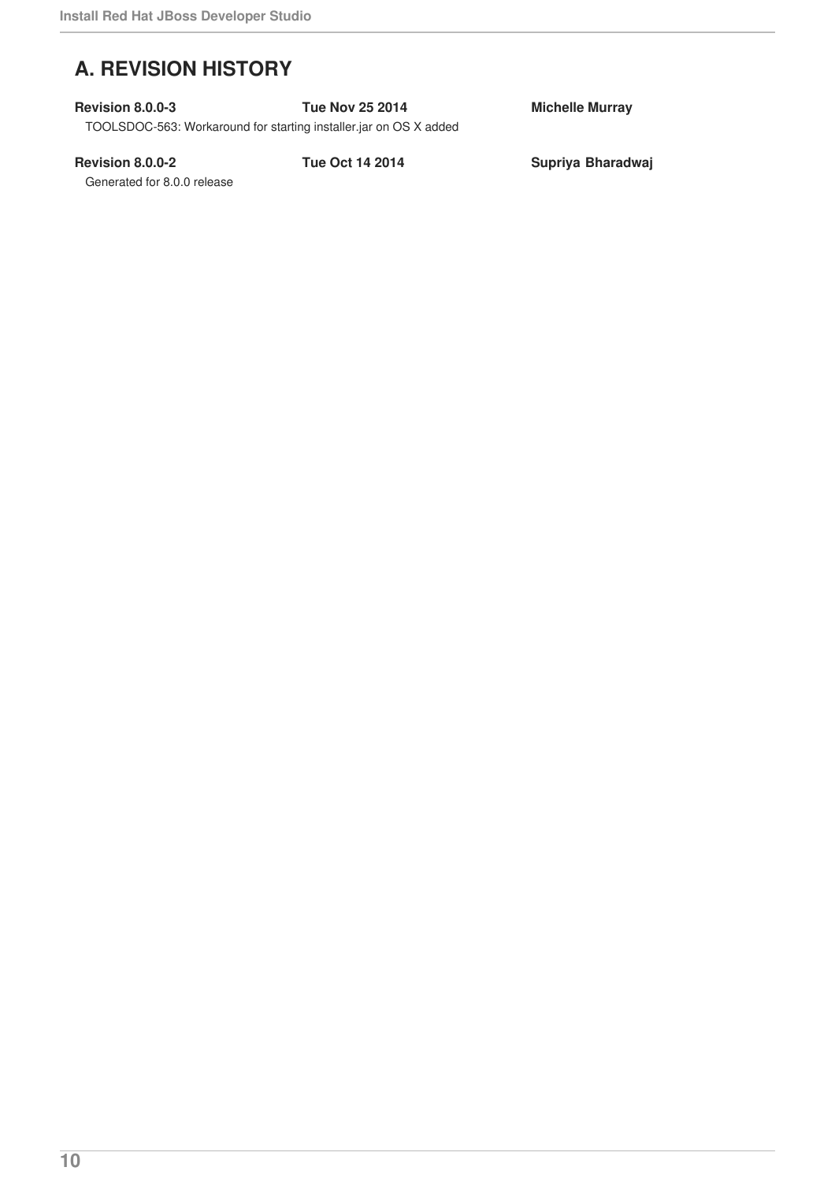# A. REVISION HISTORY

**Revision 8.0.0-3** **Tue Nov 25 2014** **Michelle Murray**

TOOLSDOC-563: Workaround for starting installer.jar on OS X added

**Revision 8.0.0-2** **Tue Oct 14 2014** **Supriya Bharadwaj**

Generated for 8.0.0 release